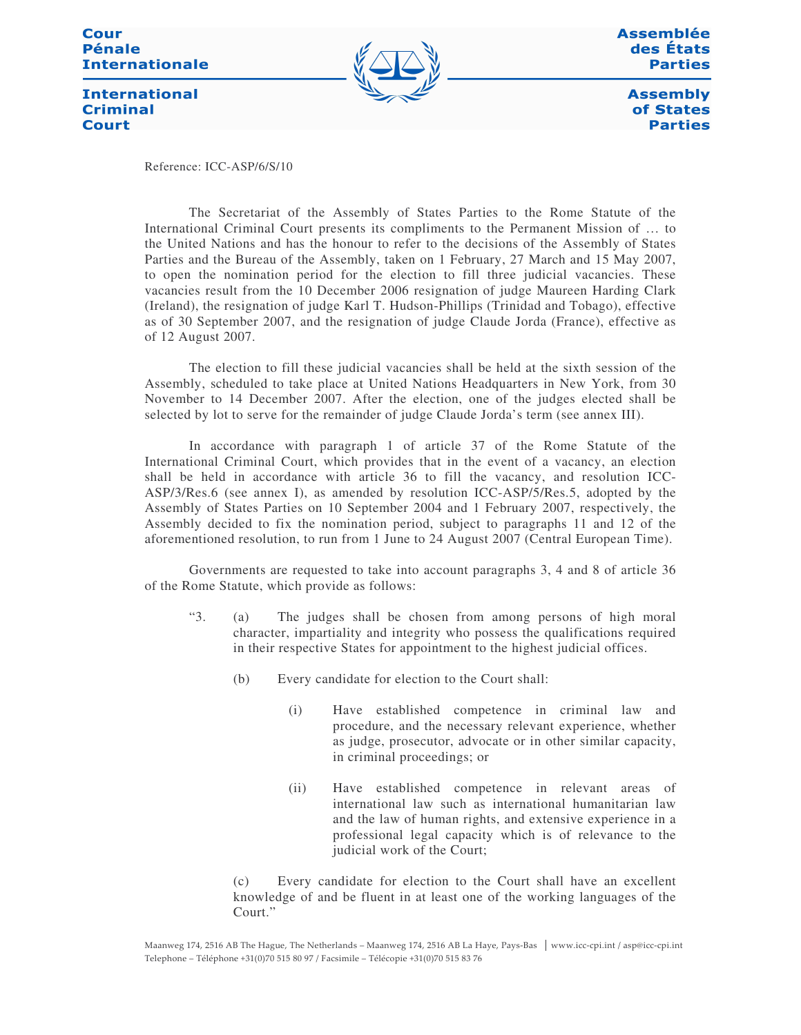Reference: ICC-ASP/6/S/10

The Secretariat of the Assembly of States Parties to the Rome Statute of the International Criminal Court presents its compliments to the Permanent Mission of … to the United Nations and has the honour to refer to the decisions of the Assembly of States Parties and the Bureau of the Assembly, taken on 1 February, 27 March and 15 May 2007, to open the nomination period for the election to fill three judicial vacancies. These vacancies result from the 10 December 2006 resignation of judge Maureen Harding Clark (Ireland), the resignation of judge Karl T. Hudson-Phillips (Trinidad and Tobago), effective as of 30 September 2007, and the resignation of judge Claude Jorda (France), effective as of 12 August 2007.

The election to fill these judicial vacancies shall be held at the sixth session of the Assembly, scheduled to take place at United Nations Headquarters in New York, from 30 November to 14 December 2007. After the election, one of the judges elected shall be selected by lot to serve for the remainder of judge Claude Jorda's term (see annex III).

In accordance with paragraph 1 of article 37 of the Rome Statute of the International Criminal Court, which provides that in the event of a vacancy, an election shall be held in accordance with article 36 to fill the vacancy, and resolution ICC-ASP/3/Res.6 (see annex I), as amended by resolution ICC-ASP/5/Res.5, adopted by the Assembly of States Parties on 10 September 2004 and 1 February 2007, respectively, the Assembly decided to fix the nomination period, subject to paragraphs 11 and 12 of the aforementioned resolution, to run from 1 June to 24 August 2007 (Central European Time).

Governments are requested to take into account paragraphs 3, 4 and 8 of article 36 of the Rome Statute, which provide as follows:

> "3. (a) The judges shall be chosen from among persons of high moral character, impartiality and integrity who possess the qualifications required in their respective States for appointment to the highest judicial offices.
>
> (b) Every candidate for election to the Court shall:
>
> (i) Have established competence in criminal law and procedure, and the necessary relevant experience, whether as judge, prosecutor, advocate or in other similar capacity, in criminal proceedings; or
>
> (ii) Have established competence in relevant areas of international law such as international humanitarian law and the law of human rights, and extensive experience in a professional legal capacity which is of relevance to the judicial work of the Court;
>
> (c) Every candidate for election to the Court shall have an excellent knowledge of and be fluent in at least one of the working languages of the Court."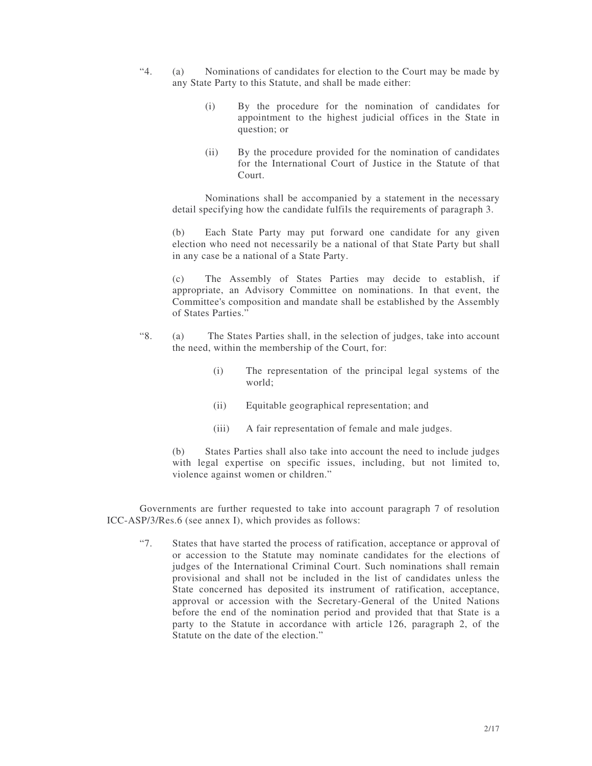“4. (a) Nominations of candidates for election to the Court may be made by any State Party to this Statute, and shall be made either:

(i) By the procedure for the nomination of candidates for appointment to the highest judicial offices in the State in question; or

(ii) By the procedure provided for the nomination of candidates for the International Court of Justice in the Statute of that Court.

Nominations shall be accompanied by a statement in the necessary detail specifying how the candidate fulfils the requirements of paragraph 3.

(b) Each State Party may put forward one candidate for any given election who need not necessarily be a national of that State Party but shall in any case be a national of a State Party.

(c) The Assembly of States Parties may decide to establish, if appropriate, an Advisory Committee on nominations. In that event, the Committee's composition and mandate shall be established by the Assembly of States Parties.”

“8. (a) The States Parties shall, in the selection of judges, take into account the need, within the membership of the Court, for:

(i) The representation of the principal legal systems of the world;

(ii) Equitable geographical representation; and

(iii) A fair representation of female and male judges.

(b) States Parties shall also take into account the need to include judges with legal expertise on specific issues, including, but not limited to, violence against women or children.”

Governments are further requested to take into account paragraph 7 of resolution ICC-ASP/3/Res.6 (see annex I), which provides as follows:

“7. States that have started the process of ratification, acceptance or approval of or accession to the Statute may nominate candidates for the elections of judges of the International Criminal Court. Such nominations shall remain provisional and shall not be included in the list of candidates unless the State concerned has deposited its instrument of ratification, acceptance, approval or accession with the Secretary-General of the United Nations before the end of the nomination period and provided that that State is a party to the Statute in accordance with article 126, paragraph 2, of the Statute on the date of the election.”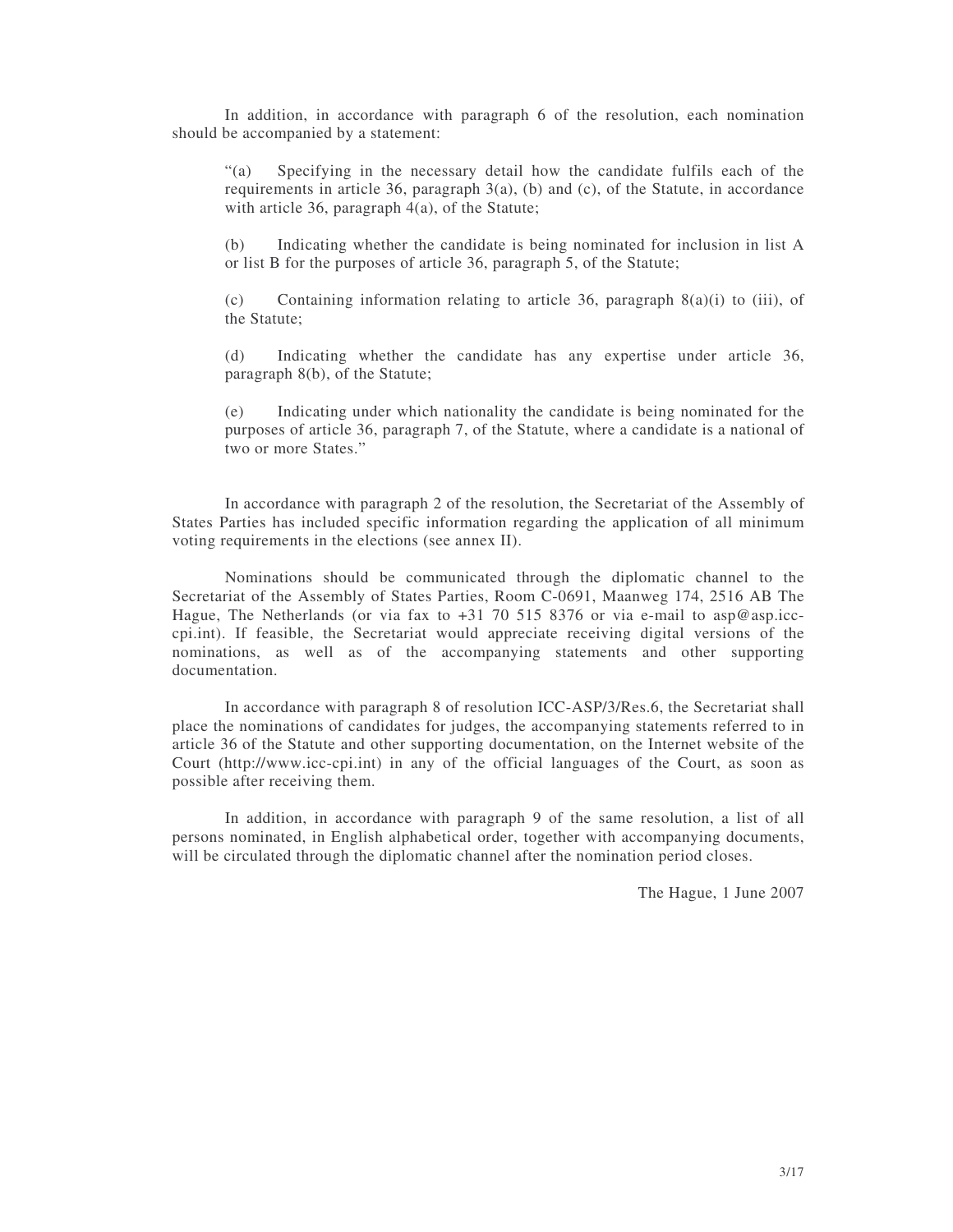In addition, in accordance with paragraph 6 of the resolution, each nomination should be accompanied by a statement:

> "(a) Specifying in the necessary detail how the candidate fulfils each of the requirements in article 36, paragraph 3(a), (b) and (c), of the Statute, in accordance with article 36, paragraph 4(a), of the Statute;
>
> (b) Indicating whether the candidate is being nominated for inclusion in list A or list B for the purposes of article 36, paragraph 5, of the Statute;
>
> (c) Containing information relating to article 36, paragraph 8(a)(i) to (iii), of the Statute;
>
> (d) Indicating whether the candidate has any expertise under article 36, paragraph 8(b), of the Statute;
>
> (e) Indicating under which nationality the candidate is being nominated for the purposes of article 36, paragraph 7, of the Statute, where a candidate is a national of two or more States."

In accordance with paragraph 2 of the resolution, the Secretariat of the Assembly of States Parties has included specific information regarding the application of all minimum voting requirements in the elections (see annex II).

Nominations should be communicated through the diplomatic channel to the Secretariat of the Assembly of States Parties, Room C-0691, Maanweg 174, 2516 AB The Hague, The Netherlands (or via fax to +31 70 515 8376 or via e-mail to asp@asp.icc-cpi.int). If feasible, the Secretariat would appreciate receiving digital versions of the nominations, as well as of the accompanying statements and other supporting documentation.

In accordance with paragraph 8 of resolution ICC-ASP/3/Res.6, the Secretariat shall place the nominations of candidates for judges, the accompanying statements referred to in article 36 of the Statute and other supporting documentation, on the Internet website of the Court (http://www.icc-cpi.int) in any of the official languages of the Court, as soon as possible after receiving them.

In addition, in accordance with paragraph 9 of the same resolution, a list of all persons nominated, in English alphabetical order, together with accompanying documents, will be circulated through the diplomatic channel after the nomination period closes.

The Hague, 1 June 2007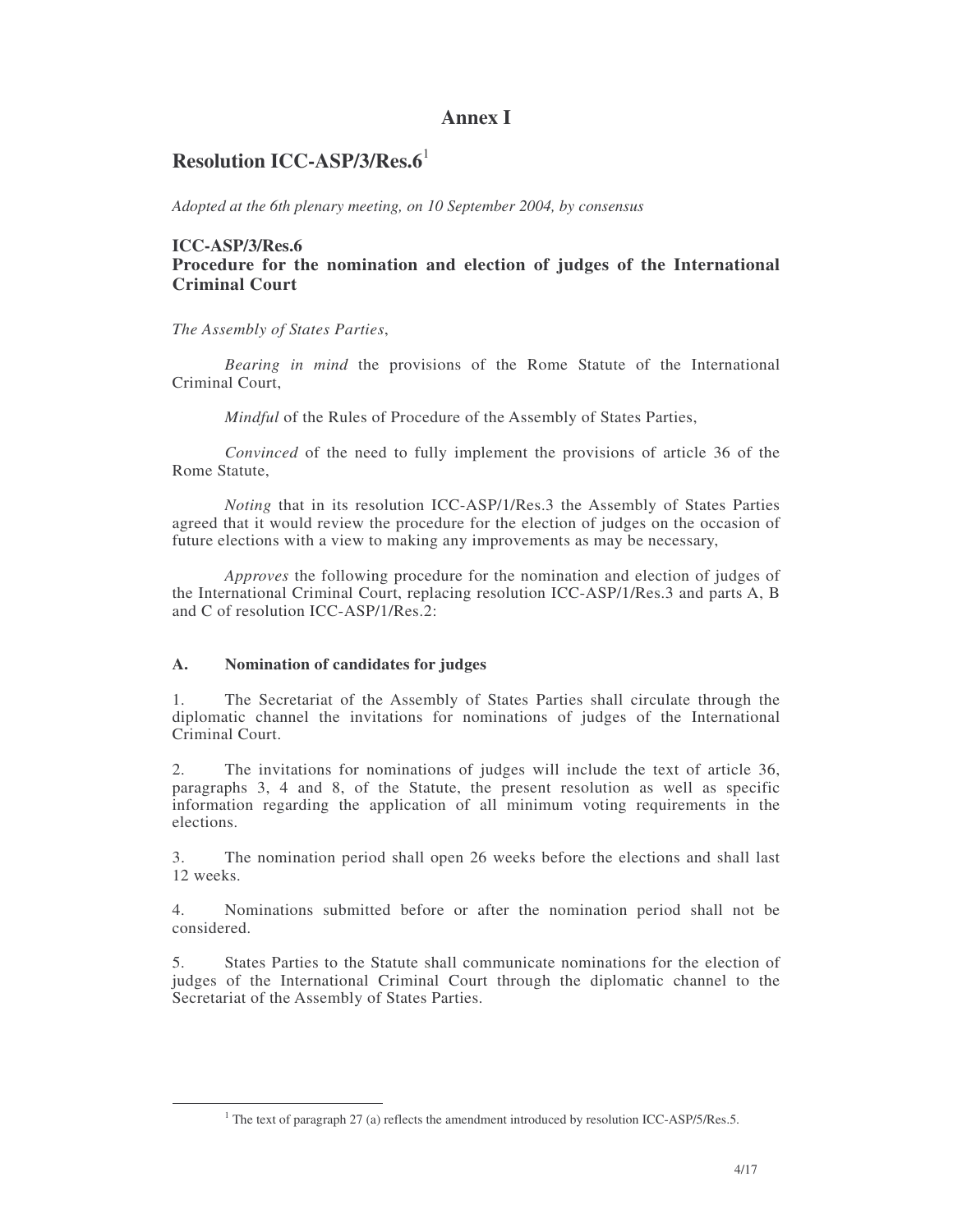# Annex I

## Resolution ICC-ASP/3/Res.6[1]

*Adopted at the 6th plenary meeting, on 10 September 2004, by consensus*

### ICC-ASP/3/Res.6
### Procedure for the nomination and election of judges of the International Criminal Court

*The Assembly of States Parties*,

*Bearing in mind* the provisions of the Rome Statute of the International Criminal Court,

*Mindful* of the Rules of Procedure of the Assembly of States Parties,

*Convinced* of the need to fully implement the provisions of article 36 of the Rome Statute,

*Noting* that in its resolution ICC-ASP/1/Res.3 the Assembly of States Parties agreed that it would review the procedure for the election of judges on the occasion of future elections with a view to making any improvements as may be necessary,

*Approves* the following procedure for the nomination and election of judges of the International Criminal Court, replacing resolution ICC-ASP/1/Res.3 and parts A, B and C of resolution ICC-ASP/1/Res.2:

### A. Nomination of candidates for judges

1. The Secretariat of the Assembly of States Parties shall circulate through the diplomatic channel the invitations for nominations of judges of the International Criminal Court.

2. The invitations for nominations of judges will include the text of article 36, paragraphs 3, 4 and 8, of the Statute, the present resolution as well as specific information regarding the application of all minimum voting requirements in the elections.

3. The nomination period shall open 26 weeks before the elections and shall last 12 weeks.

4. Nominations submitted before or after the nomination period shall not be considered.

5. States Parties to the Statute shall communicate nominations for the election of judges of the International Criminal Court through the diplomatic channel to the Secretariat of the Assembly of States Parties.

[1] The text of paragraph 27 (a) reflects the amendment introduced by resolution ICC-ASP/5/Res.5.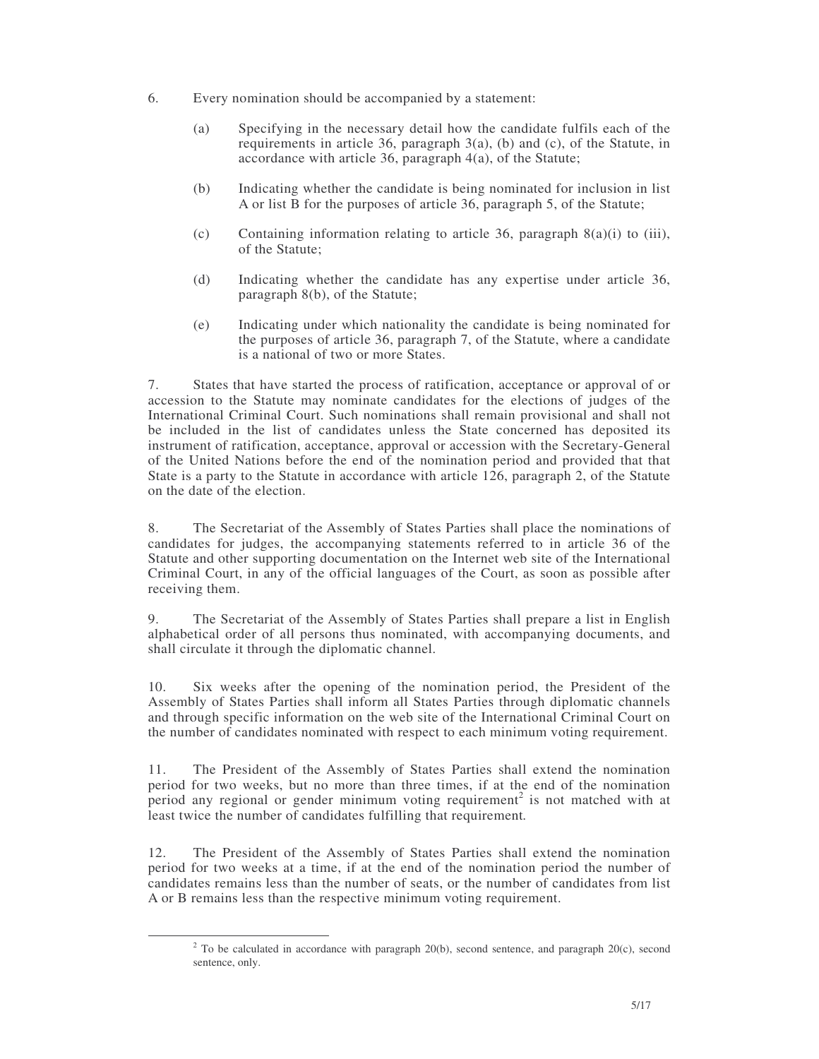6. Every nomination should be accompanied by a statement:

   (a) Specifying in the necessary detail how the candidate fulfils each of the requirements in article 36, paragraph 3(a), (b) and (c), of the Statute, in accordance with article 36, paragraph 4(a), of the Statute;

   (b) Indicating whether the candidate is being nominated for inclusion in list A or list B for the purposes of article 36, paragraph 5, of the Statute;

   (c) Containing information relating to article 36, paragraph 8(a)(i) to (iii), of the Statute;

   (d) Indicating whether the candidate has any expertise under article 36, paragraph 8(b), of the Statute;

   (e) Indicating under which nationality the candidate is being nominated for the purposes of article 36, paragraph 7, of the Statute, where a candidate is a national of two or more States.

7. States that have started the process of ratification, acceptance or approval of or accession to the Statute may nominate candidates for the elections of judges of the International Criminal Court. Such nominations shall remain provisional and shall not be included in the list of candidates unless the State concerned has deposited its instrument of ratification, acceptance, approval or accession with the Secretary-General of the United Nations before the end of the nomination period and provided that that State is a party to the Statute in accordance with article 126, paragraph 2, of the Statute on the date of the election.

8. The Secretariat of the Assembly of States Parties shall place the nominations of candidates for judges, the accompanying statements referred to in article 36 of the Statute and other supporting documentation on the Internet web site of the International Criminal Court, in any of the official languages of the Court, as soon as possible after receiving them.

9. The Secretariat of the Assembly of States Parties shall prepare a list in English alphabetical order of all persons thus nominated, with accompanying documents, and shall circulate it through the diplomatic channel.

10. Six weeks after the opening of the nomination period, the President of the Assembly of States Parties shall inform all States Parties through diplomatic channels and through specific information on the web site of the International Criminal Court on the number of candidates nominated with respect to each minimum voting requirement.

11. The President of the Assembly of States Parties shall extend the nomination period for two weeks, but no more than three times, if at the end of the nomination period any regional or gender minimum voting requirement[2] is not matched with at least twice the number of candidates fulfilling that requirement.

12. The President of the Assembly of States Parties shall extend the nomination period for two weeks at a time, if at the end of the nomination period the number of candidates remains less than the number of seats, or the number of candidates from list A or B remains less than the respective minimum voting requirement.

[2] To be calculated in accordance with paragraph 20(b), second sentence, and paragraph 20(c), second sentence, only.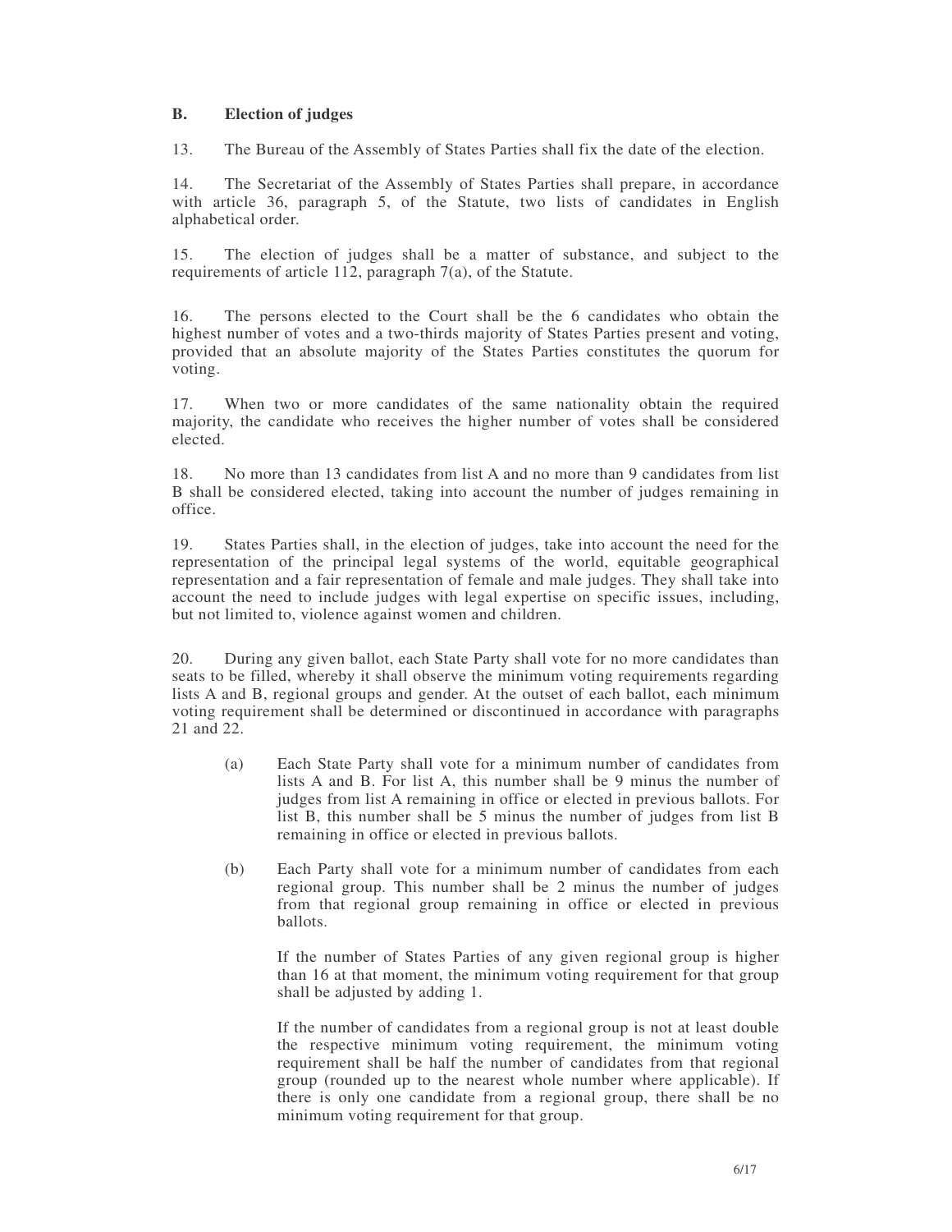## B. Election of judges

13. The Bureau of the Assembly of States Parties shall fix the date of the election.

14. The Secretariat of the Assembly of States Parties shall prepare, in accordance with article 36, paragraph 5, of the Statute, two lists of candidates in English alphabetical order.

15. The election of judges shall be a matter of substance, and subject to the requirements of article 112, paragraph 7(a), of the Statute.

16. The persons elected to the Court shall be the 6 candidates who obtain the highest number of votes and a two-thirds majority of States Parties present and voting, provided that an absolute majority of the States Parties constitutes the quorum for voting.

17. When two or more candidates of the same nationality obtain the required majority, the candidate who receives the higher number of votes shall be considered elected.

18. No more than 13 candidates from list A and no more than 9 candidates from list B shall be considered elected, taking into account the number of judges remaining in office.

19. States Parties shall, in the election of judges, take into account the need for the representation of the principal legal systems of the world, equitable geographical representation and a fair representation of female and male judges. They shall take into account the need to include judges with legal expertise on specific issues, including, but not limited to, violence against women and children.

20. During any given ballot, each State Party shall vote for no more candidates than seats to be filled, whereby it shall observe the minimum voting requirements regarding lists A and B, regional groups and gender. At the outset of each ballot, each minimum voting requirement shall be determined or discontinued in accordance with paragraphs 21 and 22.

(a) Each State Party shall vote for a minimum number of candidates from lists A and B. For list A, this number shall be 9 minus the number of judges from list A remaining in office or elected in previous ballots. For list B, this number shall be 5 minus the number of judges from list B remaining in office or elected in previous ballots.

(b) Each Party shall vote for a minimum number of candidates from each regional group. This number shall be 2 minus the number of judges from that regional group remaining in office or elected in previous ballots.

If the number of States Parties of any given regional group is higher than 16 at that moment, the minimum voting requirement for that group shall be adjusted by adding 1.

If the number of candidates from a regional group is not at least double the respective minimum voting requirement, the minimum voting requirement shall be half the number of candidates from that regional group (rounded up to the nearest whole number where applicable). If there is only one candidate from a regional group, there shall be no minimum voting requirement for that group.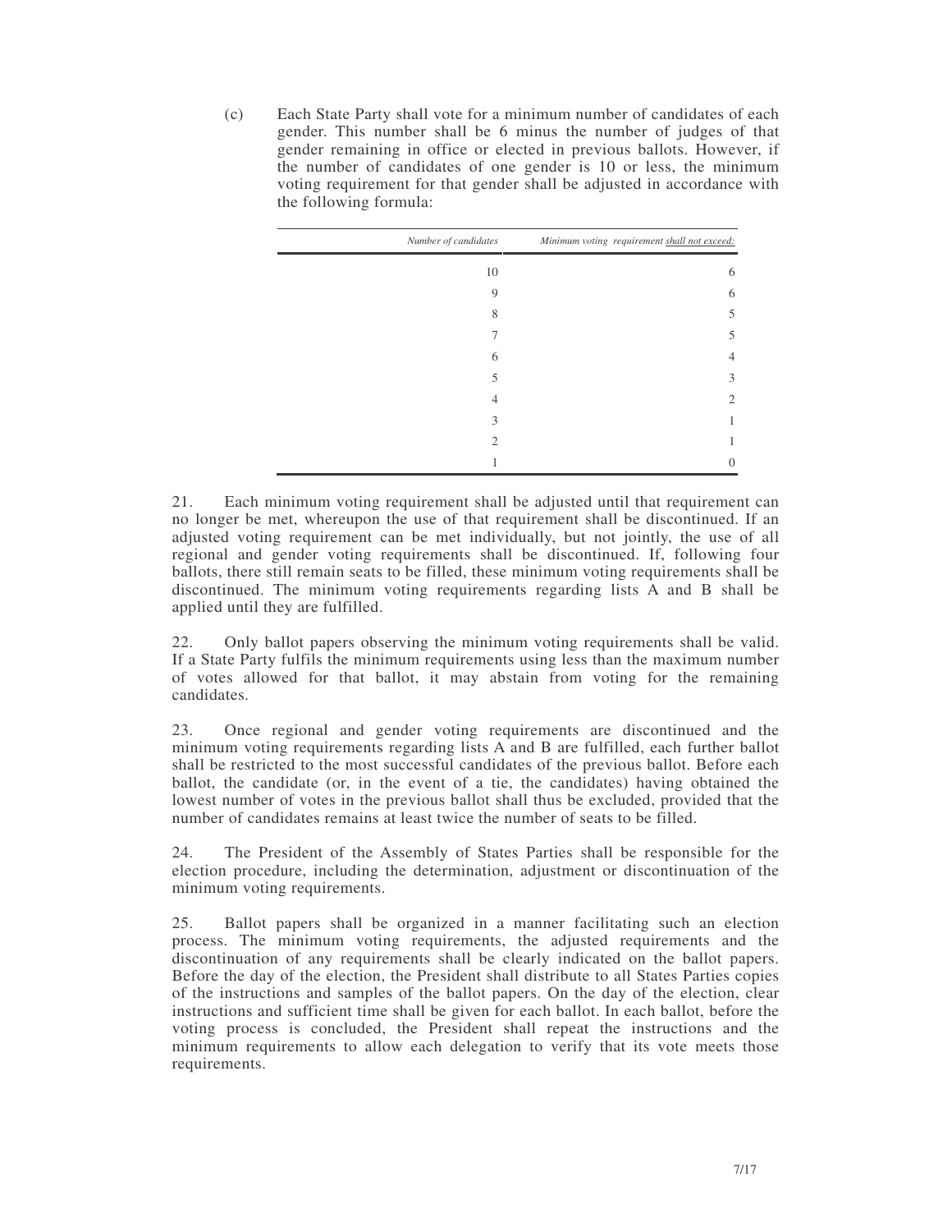(c) Each State Party shall vote for a minimum number of candidates of each gender. This number shall be 6 minus the number of judges of that gender remaining in office or elected in previous ballots. However, if the number of candidates of one gender is 10 or less, the minimum voting requirement for that gender shall be adjusted in accordance with the following formula:

| *Number of candidates* | *Minimum voting requirement shall not exceed:* |
|---|---|
| 10 | 6 |
| 9 | 6 |
| 8 | 5 |
| 7 | 5 |
| 6 | 4 |
| 5 | 3 |
| 4 | 2 |
| 3 | 1 |
| 2 | 1 |
| 1 | 0 |

21. Each minimum voting requirement shall be adjusted until that requirement can no longer be met, whereupon the use of that requirement shall be discontinued. If an adjusted voting requirement can be met individually, but not jointly, the use of all regional and gender voting requirements shall be discontinued. If, following four ballots, there still remain seats to be filled, these minimum voting requirements shall be discontinued. The minimum voting requirements regarding lists A and B shall be applied until they are fulfilled.

22. Only ballot papers observing the minimum voting requirements shall be valid. If a State Party fulfils the minimum requirements using less than the maximum number of votes allowed for that ballot, it may abstain from voting for the remaining candidates.

23. Once regional and gender voting requirements are discontinued and the minimum voting requirements regarding lists A and B are fulfilled, each further ballot shall be restricted to the most successful candidates of the previous ballot. Before each ballot, the candidate (or, in the event of a tie, the candidates) having obtained the lowest number of votes in the previous ballot shall thus be excluded, provided that the number of candidates remains at least twice the number of seats to be filled.

24. The President of the Assembly of States Parties shall be responsible for the election procedure, including the determination, adjustment or discontinuation of the minimum voting requirements.

25. Ballot papers shall be organized in a manner facilitating such an election process. The minimum voting requirements, the adjusted requirements and the discontinuation of any requirements shall be clearly indicated on the ballot papers. Before the day of the election, the President shall distribute to all States Parties copies of the instructions and samples of the ballot papers. On the day of the election, clear instructions and sufficient time shall be given for each ballot. In each ballot, before the voting process is concluded, the President shall repeat the instructions and the minimum requirements to allow each delegation to verify that its vote meets those requirements.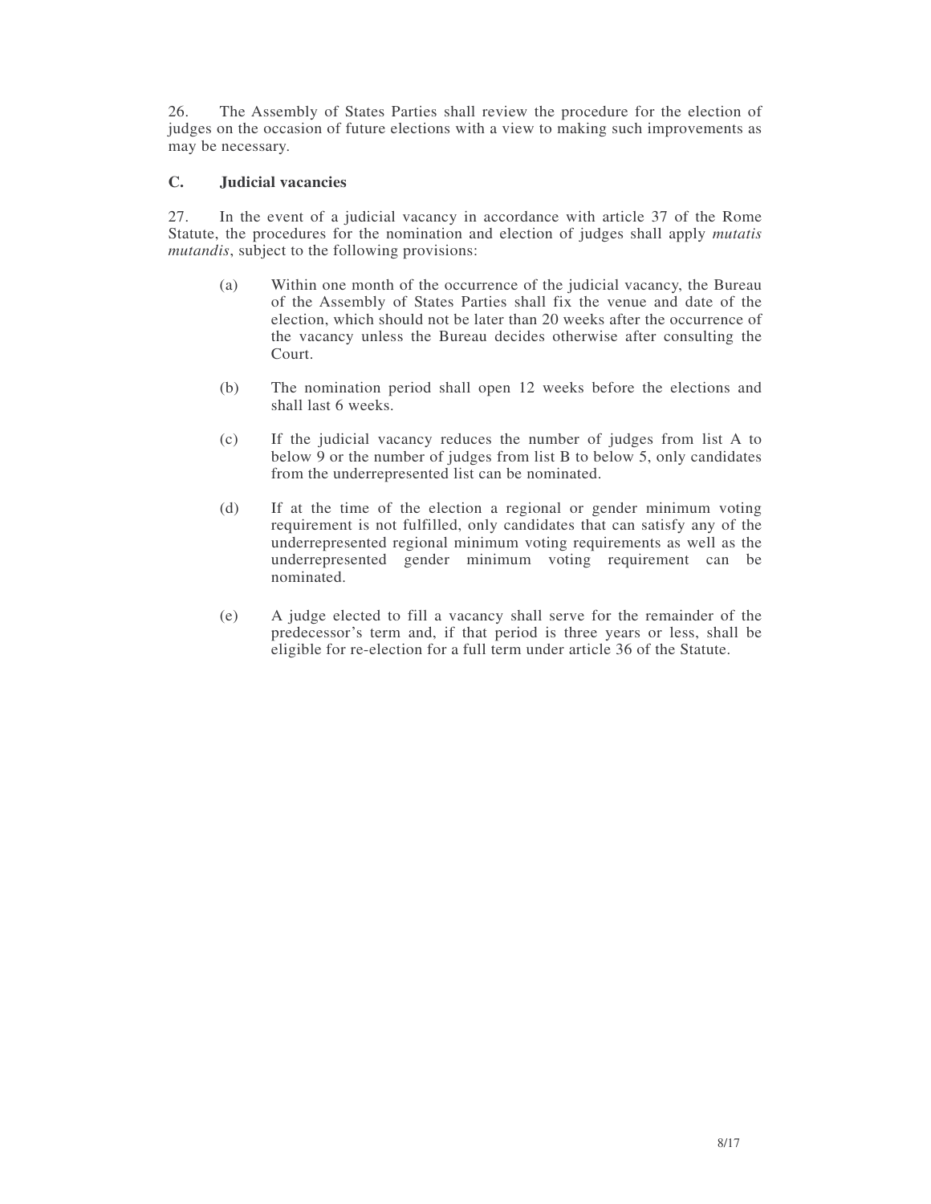26. The Assembly of States Parties shall review the procedure for the election of judges on the occasion of future elections with a view to making such improvements as may be necessary.

### C. Judicial vacancies

27. In the event of a judicial vacancy in accordance with article 37 of the Rome Statute, the procedures for the nomination and election of judges shall apply *mutatis mutandis*, subject to the following provisions:

(a) Within one month of the occurrence of the judicial vacancy, the Bureau of the Assembly of States Parties shall fix the venue and date of the election, which should not be later than 20 weeks after the occurrence of the vacancy unless the Bureau decides otherwise after consulting the Court.

(b) The nomination period shall open 12 weeks before the elections and shall last 6 weeks.

(c) If the judicial vacancy reduces the number of judges from list A to below 9 or the number of judges from list B to below 5, only candidates from the underrepresented list can be nominated.

(d) If at the time of the election a regional or gender minimum voting requirement is not fulfilled, only candidates that can satisfy any of the underrepresented regional minimum voting requirements as well as the underrepresented gender minimum voting requirement can be nominated.

(e) A judge elected to fill a vacancy shall serve for the remainder of the predecessor's term and, if that period is three years or less, shall be eligible for re-election for a full term under article 36 of the Statute.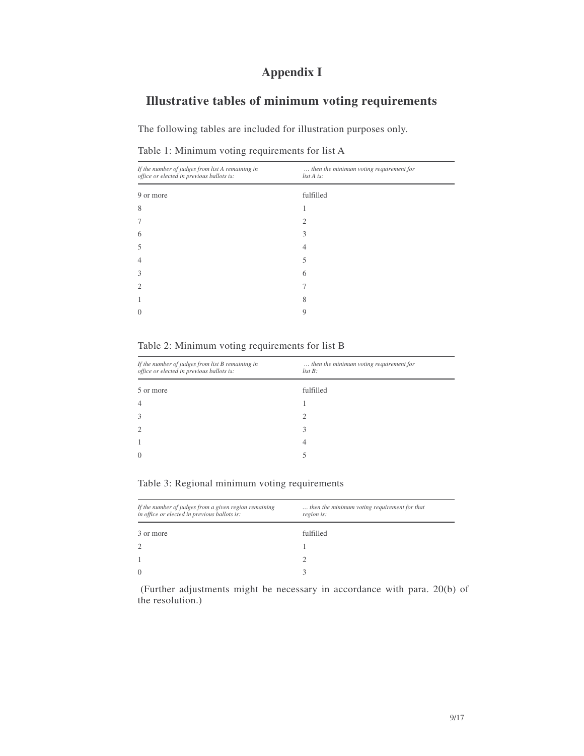# Appendix I

## Illustrative tables of minimum voting requirements

The following tables are included for illustration purposes only.

Table 1: Minimum voting requirements for list A

| *If the number of judges from list A remaining in office or elected in previous ballots is:* | *… then the minimum voting requirement for list A is:* |
|---|---|
| 9 or more | fulfilled |
| 8 | 1 |
| 7 | 2 |
| 6 | 3 |
| 5 | 4 |
| 4 | 5 |
| 3 | 6 |
| 2 | 7 |
| 1 | 8 |
| 0 | 9 |

Table 2: Minimum voting requirements for list B

| *If the number of judges from list B remaining in office or elected in previous ballots is:* | *… then the minimum voting requirement for list B:* |
|---|---|
| 5 or more | fulfilled |
| 4 | 1 |
| 3 | 2 |
| 2 | 3 |
| 1 | 4 |
| 0 | 5 |

Table 3: Regional minimum voting requirements

| *If the number of judges from a given region remaining in office or elected in previous ballots is:* | *… then the minimum voting requirement for that region is:* |
|---|---|
| 3 or more | fulfilled |
| 2 | 1 |
| 1 | 2 |
| 0 | 3 |

(Further adjustments might be necessary in accordance with para. 20(b) of the resolution.)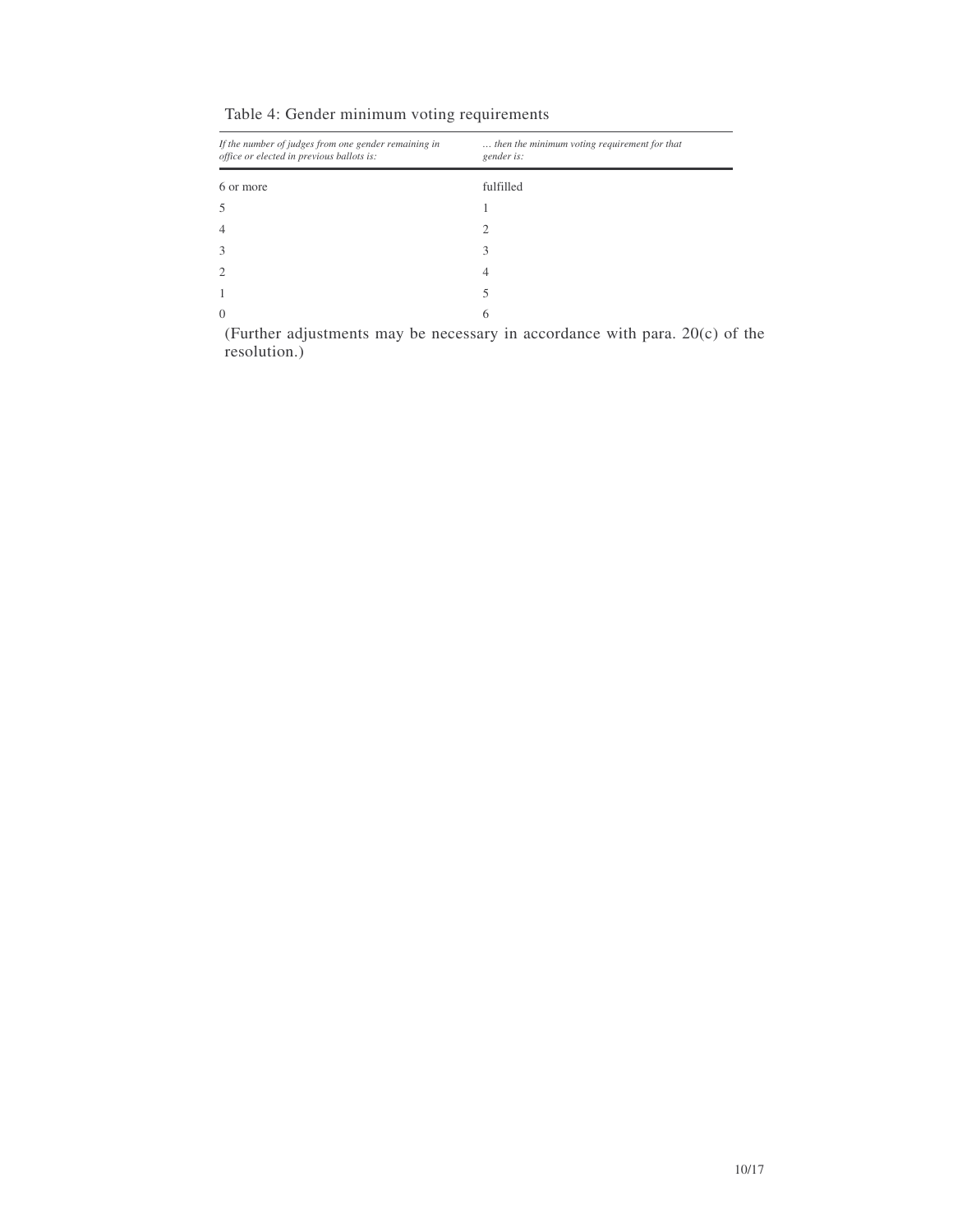Table 4: Gender minimum voting requirements

| *If the number of judges from one gender remaining in office or elected in previous ballots is:* | *… then the minimum voting requirement for that gender is:* |
|---|---|
| 6 or more | fulfilled |
| 5 | 1 |
| 4 | 2 |
| 3 | 3 |
| 2 | 4 |
| 1 | 5 |
| 0 | 6 |

(Further adjustments may be necessary in accordance with para. 20(c) of the resolution.)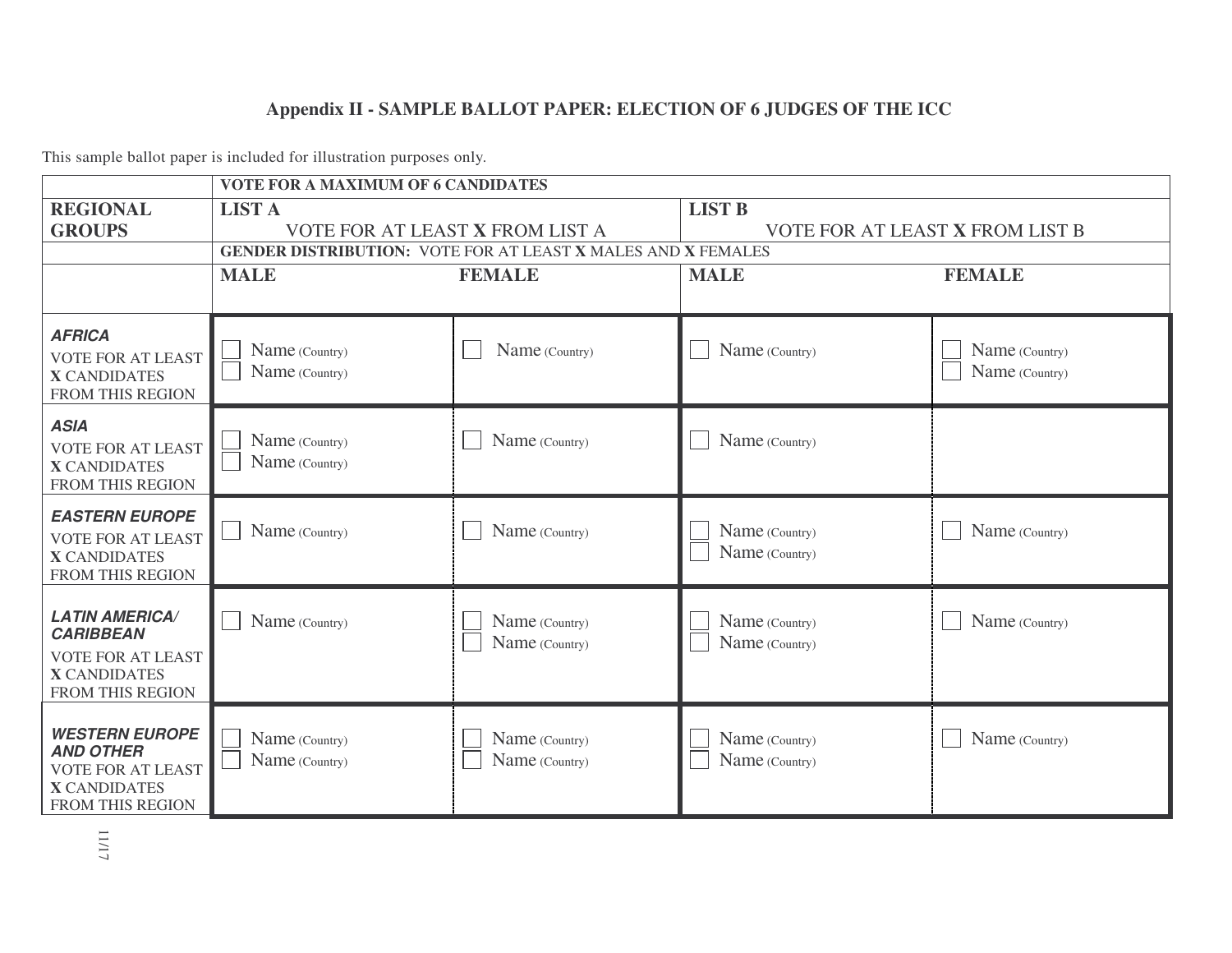### Appendix II - SAMPLE BALLOT PAPER: ELECTION OF 6 JUDGES OF THE ICC

This sample ballot paper is included for illustration purposes only.

| | **VOTE FOR A MAXIMUM OF 6 CANDIDATES** | | | |
|---|---|---|---|---|
| **REGIONAL GROUPS** | **LIST A** VOTE FOR AT LEAST **X** FROM LIST A | | **LIST B** VOTE FOR AT LEAST **X** FROM LIST B | |
| | **GENDER DISTRIBUTION:** VOTE FOR AT LEAST **X** MALES AND **X** FEMALES | | | |
| | **MALE** | **FEMALE** | **MALE** | **FEMALE** |
| ***AFRICA*** VOTE FOR AT LEAST **X** CANDIDATES FROM THIS REGION | ☐ Name (Country) ☐ Name (Country) | ☐ Name (Country) | ☐ Name (Country) | ☐ Name (Country) ☐ Name (Country) |
| ***ASIA*** VOTE FOR AT LEAST **X** CANDIDATES FROM THIS REGION | ☐ Name (Country) ☐ Name (Country) | ☐ Name (Country) | ☐ Name (Country) | |
| ***EASTERN EUROPE*** VOTE FOR AT LEAST **X** CANDIDATES FROM THIS REGION | ☐ Name (Country) | ☐ Name (Country) | ☐ Name (Country) ☐ Name (Country) | ☐ Name (Country) |
| ***LATIN AMERICA/ CARIBBEAN*** VOTE FOR AT LEAST **X** CANDIDATES FROM THIS REGION | ☐ Name (Country) | ☐ Name (Country) ☐ Name (Country) | ☐ Name (Country) ☐ Name (Country) | ☐ Name (Country) |
| ***WESTERN EUROPE AND OTHER*** VOTE FOR AT LEAST **X** CANDIDATES FROM THIS REGION | ☐ Name (Country) ☐ Name (Country) | ☐ Name (Country) ☐ Name (Country) | ☐ Name (Country) ☐ Name (Country) | ☐ Name (Country) |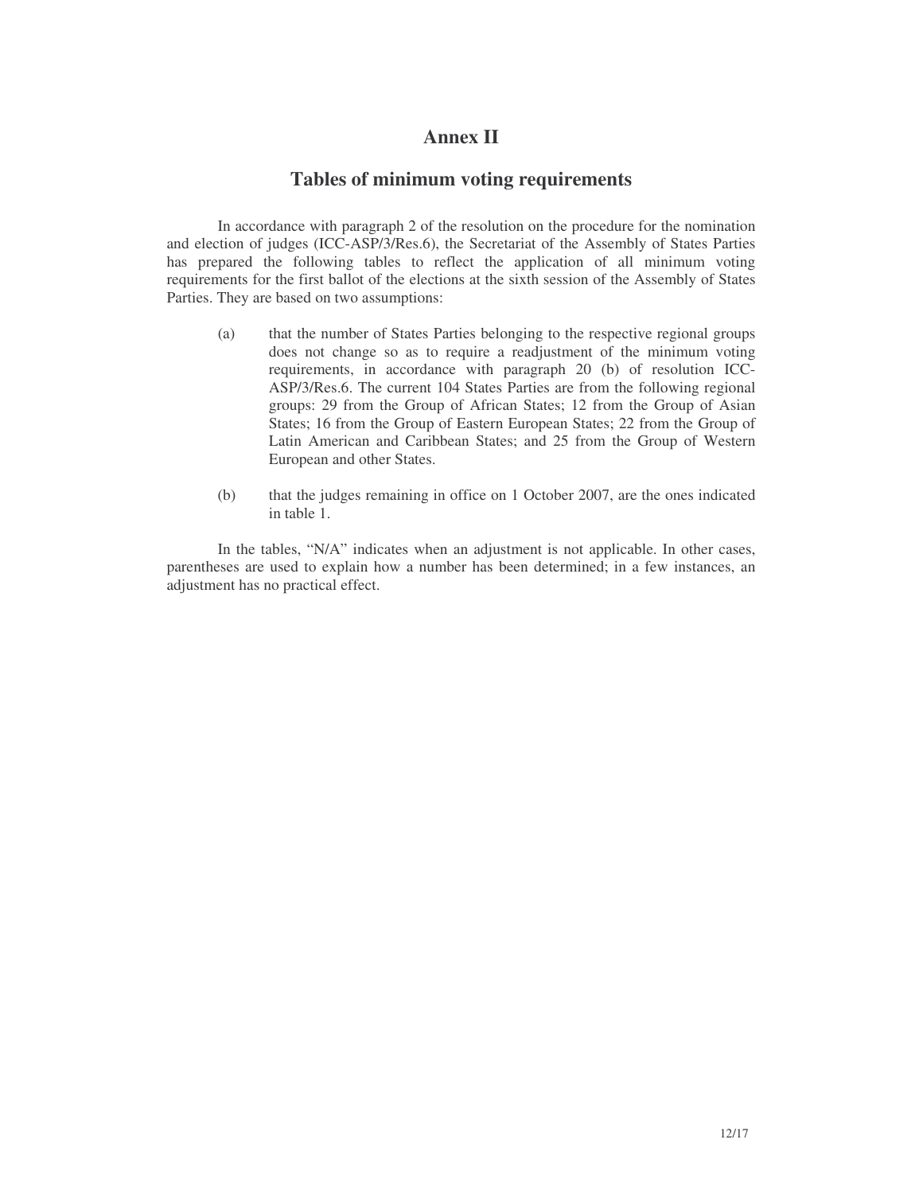# Annex II

## Tables of minimum voting requirements

In accordance with paragraph 2 of the resolution on the procedure for the nomination and election of judges (ICC-ASP/3/Res.6), the Secretariat of the Assembly of States Parties has prepared the following tables to reflect the application of all minimum voting requirements for the first ballot of the elections at the sixth session of the Assembly of States Parties. They are based on two assumptions:

(a) that the number of States Parties belonging to the respective regional groups does not change so as to require a readjustment of the minimum voting requirements, in accordance with paragraph 20 (b) of resolution ICC-ASP/3/Res.6. The current 104 States Parties are from the following regional groups: 29 from the Group of African States; 12 from the Group of Asian States; 16 from the Group of Eastern European States; 22 from the Group of Latin American and Caribbean States; and 25 from the Group of Western European and other States.

(b) that the judges remaining in office on 1 October 2007, are the ones indicated in table 1.

In the tables, "N/A" indicates when an adjustment is not applicable. In other cases, parentheses are used to explain how a number has been determined; in a few instances, an adjustment has no practical effect.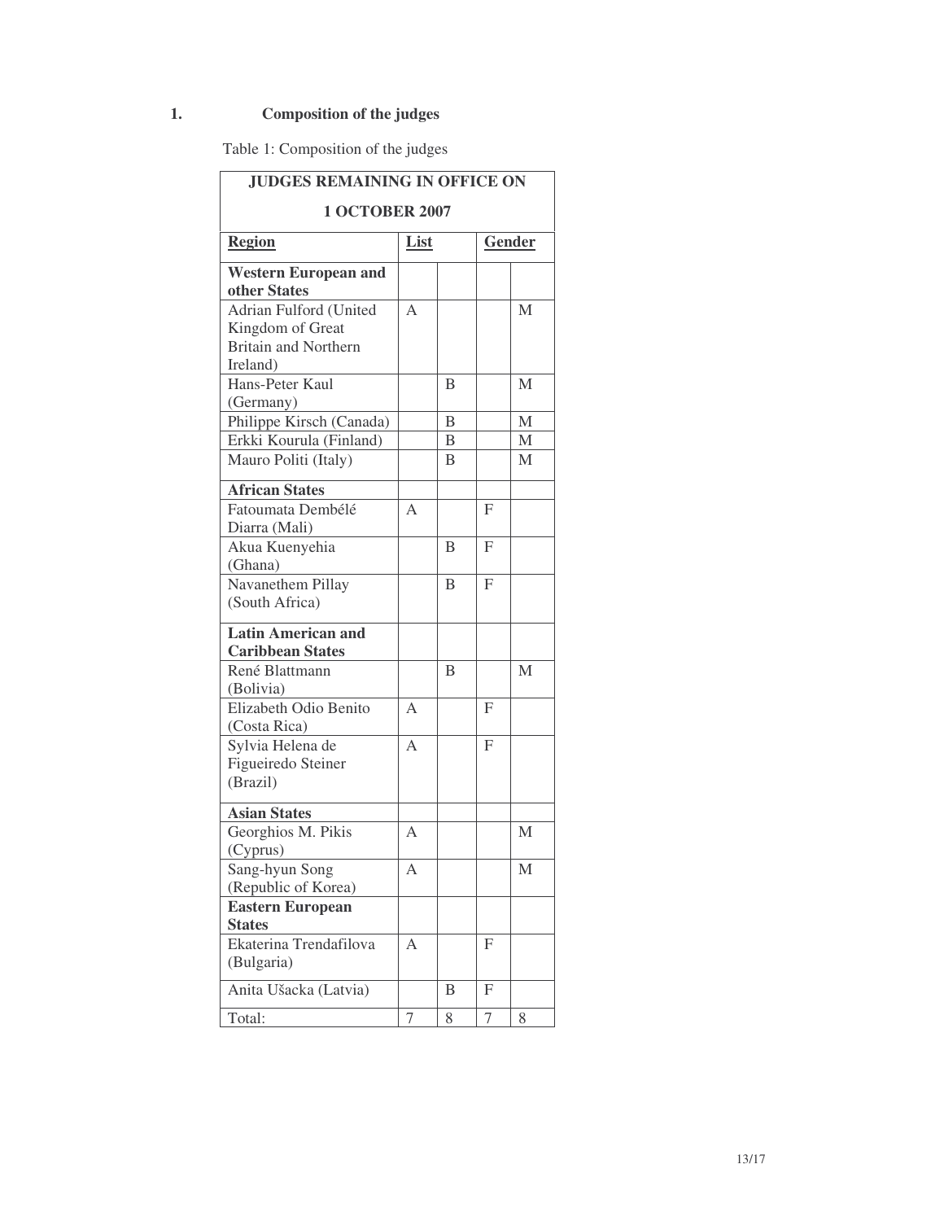## 1. Composition of the judges

Table 1: Composition of the judges

| JUDGES REMAINING IN OFFICE ON 1 OCTOBER 2007 | | | | |
|---|---|---|---|---|
| **Region** | **List** | | **Gender** | |
| **Western European and other States** | | | | |
| Adrian Fulford (United Kingdom of Great Britain and Northern Ireland) | A | | | M |
| Hans-Peter Kaul (Germany) | | B | | M |
| Philippe Kirsch (Canada) | | B | | M |
| Erkki Kourula (Finland) | | B | | M |
| Mauro Politi (Italy) | | B | | M |
| **African States** | | | | |
| Fatoumata Dembélé Diarra (Mali) | A | | F | |
| Akua Kuenyehia (Ghana) | | B | F | |
| Navanethem Pillay (South Africa) | | B | F | |
| **Latin American and Caribbean States** | | | | |
| René Blattmann (Bolivia) | | B | | M |
| Elizabeth Odio Benito (Costa Rica) | A | | F | |
| Sylvia Helena de Figueiredo Steiner (Brazil) | A | | F | |
| **Asian States** | | | | |
| Georghios M. Pikis (Cyprus) | A | | | M |
| Sang-hyun Song (Republic of Korea) | A | | | M |
| **Eastern European States** | | | | |
| Ekaterina Trendafilova (Bulgaria) | A | | F | |
| Anita Ušacka (Latvia) | | B | F | |
| Total: | 7 | 8 | 7 | 8 |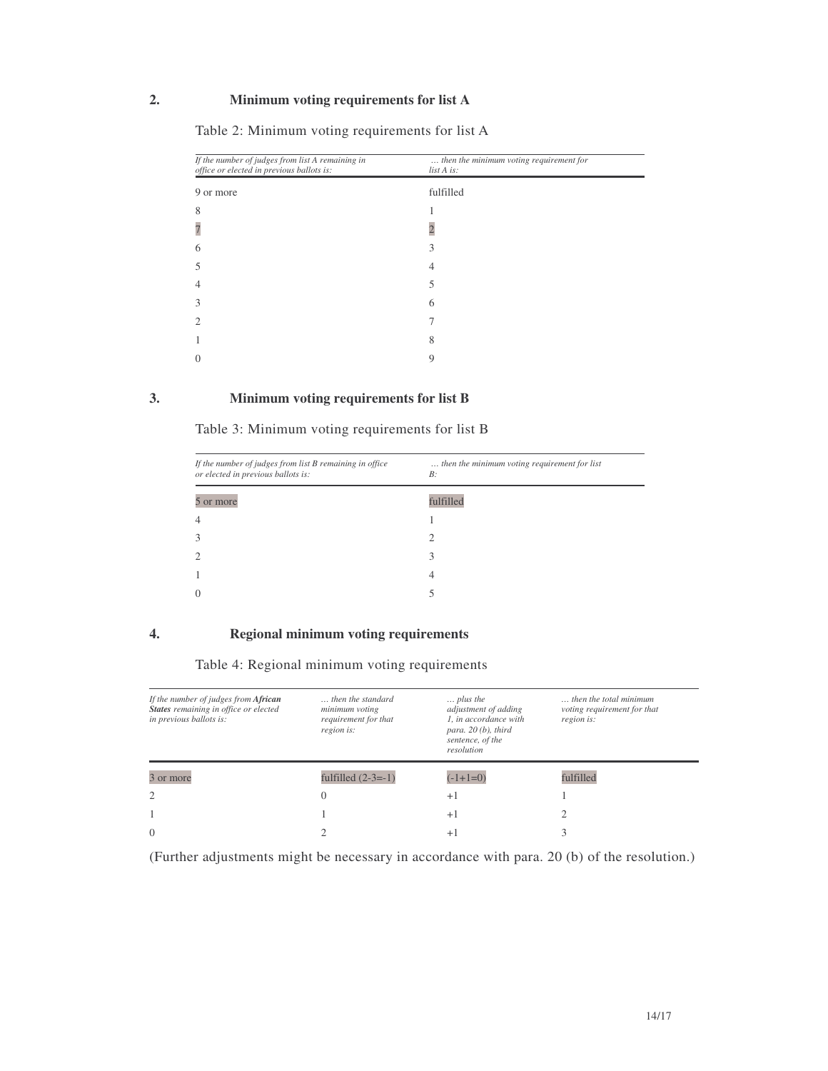## 2. Minimum voting requirements for list A

Table 2: Minimum voting requirements for list A

| *If the number of judges from list A remaining in office or elected in previous ballots is:* | *… then the minimum voting requirement for list A is:* |
|---|---|
| 9 or more | fulfilled |
| 8 | 1 |
| 7 | 2 |
| 6 | 3 |
| 5 | 4 |
| 4 | 5 |
| 3 | 6 |
| 2 | 7 |
| 1 | 8 |
| 0 | 9 |

## 3. Minimum voting requirements for list B

Table 3: Minimum voting requirements for list B

| *If the number of judges from list B remaining in office or elected in previous ballots is:* | *… then the minimum voting requirement for list B:* |
|---|---|
| 5 or more | fulfilled |
| 4 | 1 |
| 3 | 2 |
| 2 | 3 |
| 1 | 4 |
| 0 | 5 |

## 4. Regional minimum voting requirements

Table 4: Regional minimum voting requirements

| *If the number of judges from **African States** remaining in office or elected in previous ballots is:* | *… then the standard minimum voting requirement for that region is:* | *… plus the adjustment of adding 1, in accordance with para. 20 (b), third sentence, of the resolution* | *… then the total minimum voting requirement for that region is:* |
|---|---|---|---|
| 3 or more | fulfilled (2-3=-1) | (-1+1=0) | fulfilled |
| 2 | 0 | +1 | 1 |
| 1 | 1 | +1 | 2 |
| 0 | 2 | +1 | 3 |

(Further adjustments might be necessary in accordance with para. 20 (b) of the resolution.)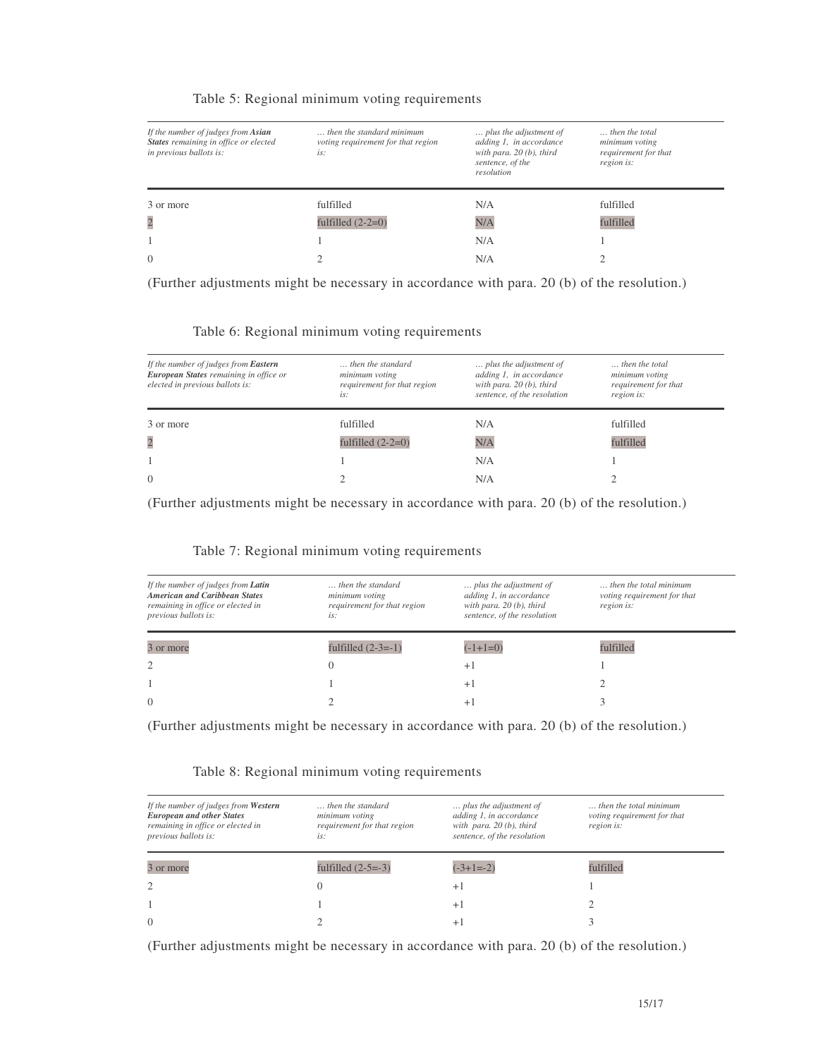Table 5: Regional minimum voting requirements

| *If the number of judges from **Asian States** remaining in office or elected in previous ballots is:* | *… then the standard minimum voting requirement for that region is:* | *… plus the adjustment of adding 1, in accordance with para. 20 (b), third sentence, of the resolution* | *… then the total minimum voting requirement for that region is:* |
|---|---|---|---|
| 3 or more | fulfilled | N/A | fulfilled |
| 2 | fulfilled (2-2=0) | N/A | fulfilled |
| 1 | 1 | N/A | 1 |
| 0 | 2 | N/A | 2 |

(Further adjustments might be necessary in accordance with para. 20 (b) of the resolution.)

Table 6: Regional minimum voting requirements

| *If the number of judges from **Eastern European States** remaining in office or elected in previous ballots is:* | *… then the standard minimum voting requirement for that region is:* | *… plus the adjustment of adding 1, in accordance with para. 20 (b), third sentence, of the resolution* | *… then the total minimum voting requirement for that region is:* |
|---|---|---|---|
| 3 or more | fulfilled | N/A | fulfilled |
| 2 | fulfilled (2-2=0) | N/A | fulfilled |
| 1 | 1 | N/A | 1 |
| 0 | 2 | N/A | 2 |

(Further adjustments might be necessary in accordance with para. 20 (b) of the resolution.)

Table 7: Regional minimum voting requirements

| *If the number of judges from **Latin American and Caribbean States** remaining in office or elected in previous ballots is:* | *… then the standard minimum voting requirement for that region is:* | *… plus the adjustment of adding 1, in accordance with para. 20 (b), third sentence, of the resolution* | *… then the total minimum voting requirement for that region is:* |
|---|---|---|---|
| 3 or more | fulfilled (2-3=-1) | (-1+1=0) | fulfilled |
| 2 | 0 | +1 | 1 |
| 1 | 1 | +1 | 2 |
| 0 | 2 | +1 | 3 |

(Further adjustments might be necessary in accordance with para. 20 (b) of the resolution.)

Table 8: Regional minimum voting requirements

| *If the number of judges from **Western European and other States** remaining in office or elected in previous ballots is:* | *… then the standard minimum voting requirement for that region is:* | *… plus the adjustment of adding 1, in accordance with para. 20 (b), third sentence, of the resolution* | *… then the total minimum voting requirement for that region is:* |
|---|---|---|---|
| 3 or more | fulfilled (2-5=-3) | (-3+1=-2) | fulfilled |
| 2 | 0 | +1 | 1 |
| 1 | 1 | +1 | 2 |
| 0 | 2 | +1 | 3 |

(Further adjustments might be necessary in accordance with para. 20 (b) of the resolution.)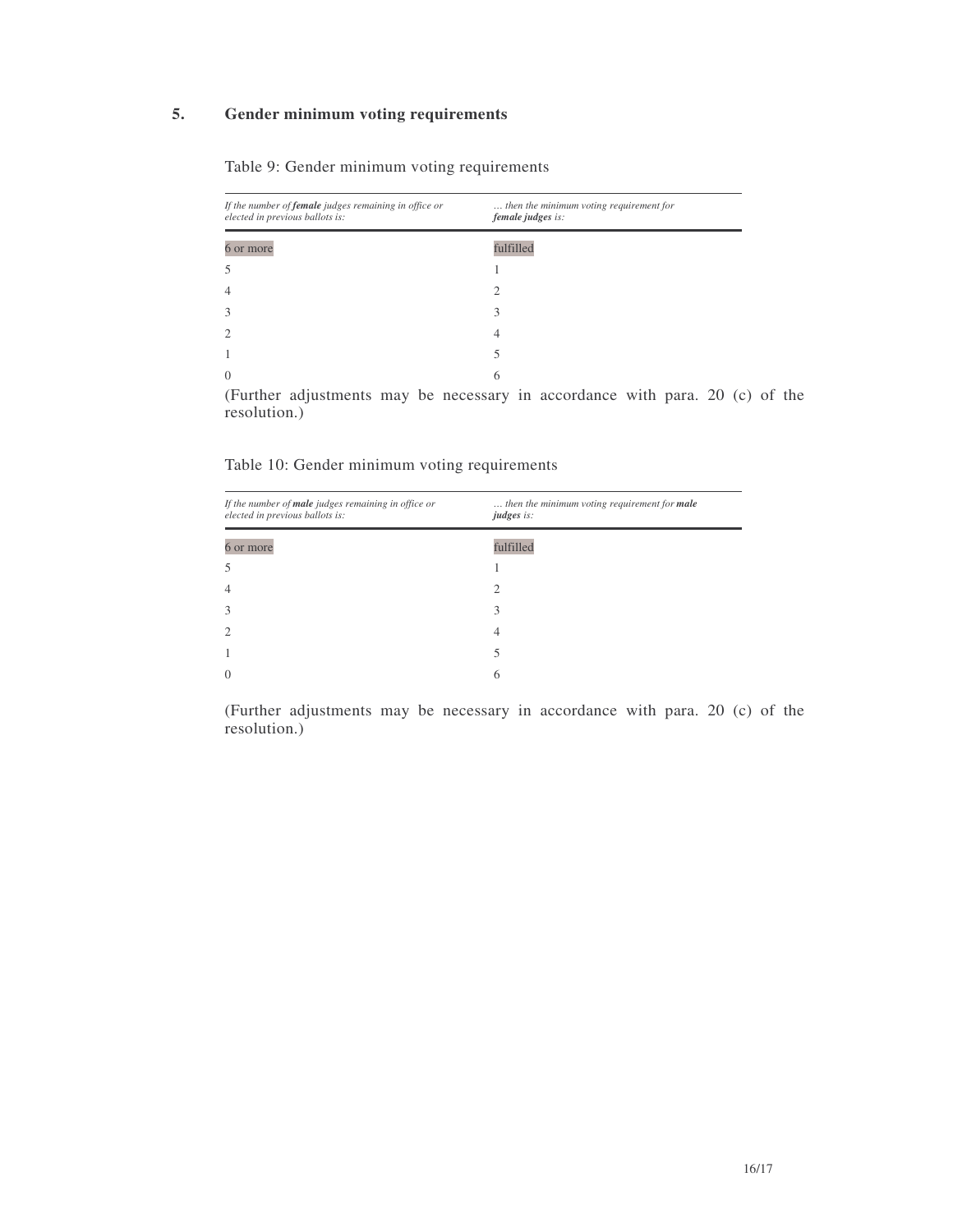## 5. Gender minimum voting requirements

Table 9: Gender minimum voting requirements

| *If the number of **female** judges remaining in office or elected in previous ballots is:* | *… then the minimum voting requirement for **female judges** is:* |
|---|---|
| 6 or more | fulfilled |
| 5 | 1 |
| 4 | 2 |
| 3 | 3 |
| 2 | 4 |
| 1 | 5 |
| 0 | 6 |

(Further adjustments may be necessary in accordance with para. 20 (c) of the resolution.)

Table 10: Gender minimum voting requirements

| *If the number of **male** judges remaining in office or elected in previous ballots is:* | *… then the minimum voting requirement for **male judges** is:* |
|---|---|
| 6 or more | fulfilled |
| 5 | 1 |
| 4 | 2 |
| 3 | 3 |
| 2 | 4 |
| 1 | 5 |
| 0 | 6 |

(Further adjustments may be necessary in accordance with para. 20 (c) of the resolution.)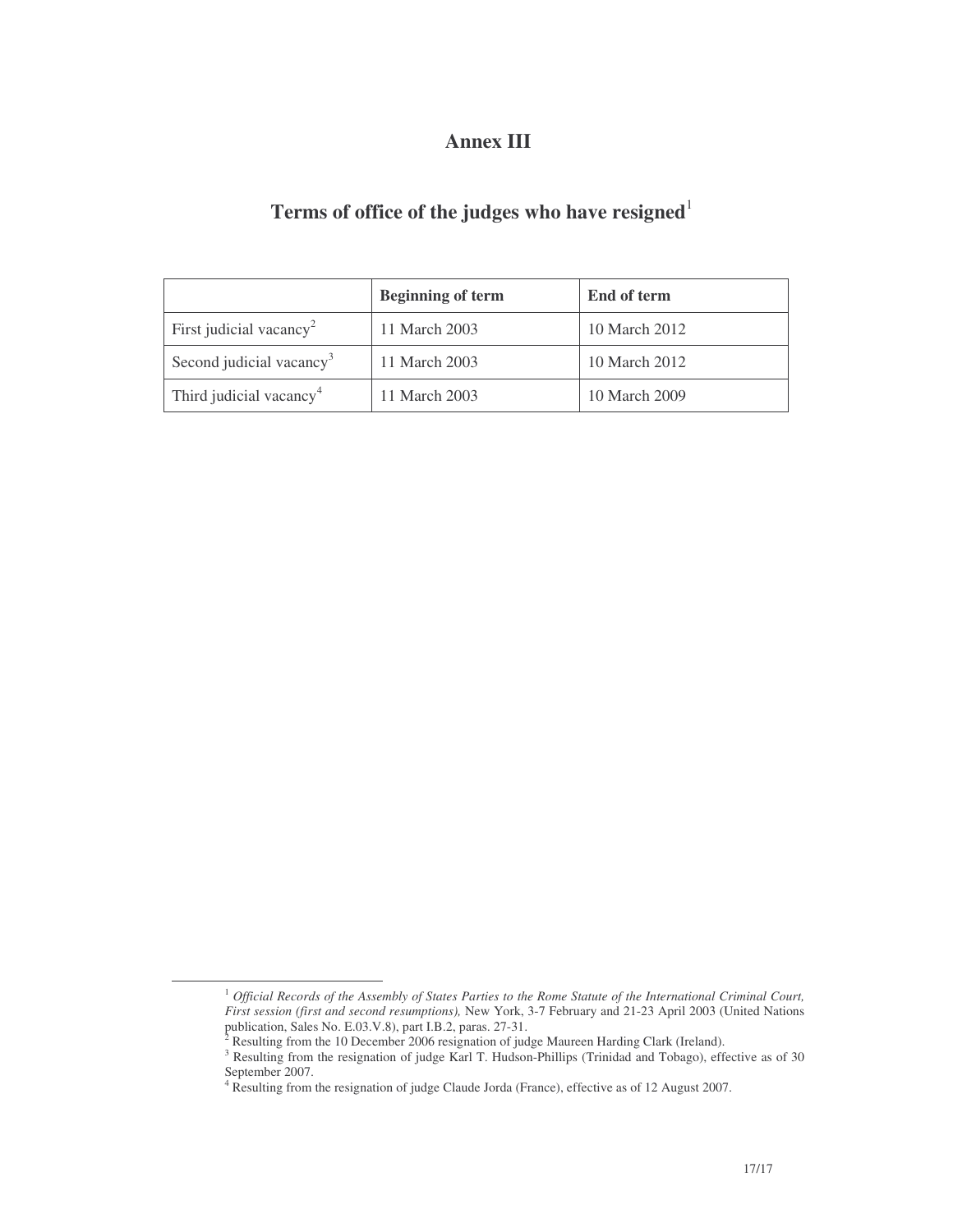# Annex III

## Terms of office of the judges who have resigned[1]

| | Beginning of term | End of term |
|---|---|---|
| First judicial vacancy[2] | 11 March 2003 | 10 March 2012 |
| Second judicial vacancy[3] | 11 March 2003 | 10 March 2012 |
| Third judicial vacancy[4] | 11 March 2003 | 10 March 2009 |

[1] *Official Records of the Assembly of States Parties to the Rome Statute of the International Criminal Court, First session (first and second resumptions),* New York, 3-7 February and 21-23 April 2003 (United Nations publication, Sales No. E.03.V.8), part I.B.2, paras. 27-31.

[2] Resulting from the 10 December 2006 resignation of judge Maureen Harding Clark (Ireland).

[3] Resulting from the resignation of judge Karl T. Hudson-Phillips (Trinidad and Tobago), effective as of 30 September 2007.

[4] Resulting from the resignation of judge Claude Jorda (France), effective as of 12 August 2007.